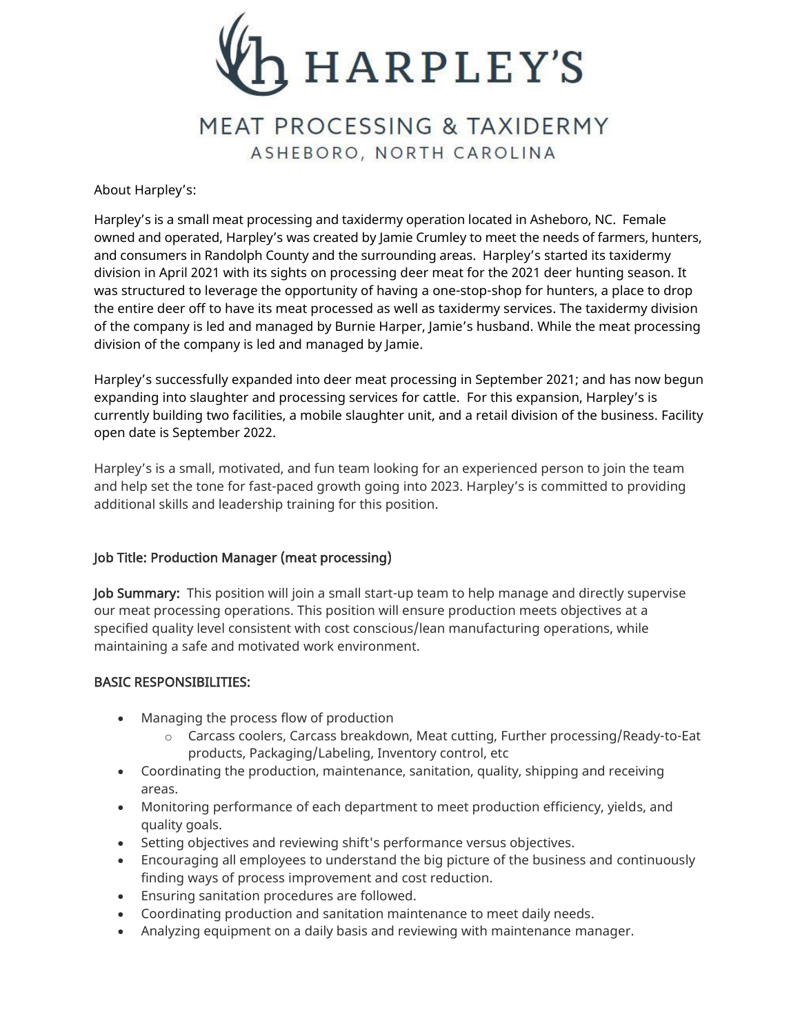# HARPLEY'S

## MEAT PROCESSING & TAXIDERMY

ASHEBORO, NORTH CAROLINA

About Harpley's:

Harpley's is a small meat processing and taxidermy operation located in Asheboro, NC. Female owned and operated, Harpley's was created by Jamie Crumley to meet the needs of farmers, hunters, and consumers in Randolph County and the surrounding areas. Harpley's started its taxidermy division in April 2021 with its sights on processing deer meat for the 2021 deer hunting season. It was structured to leverage the opportunity of having a one-stop-shop for hunters, a place to drop the entire deer off to have its meat processed as well as taxidermy services. The taxidermy division of the company is led and managed by Burnie Harper, Jamie's husband. While the meat processing division of the company is led and managed by Jamie.

Harpley's successfully expanded into deer meat processing in September 2021; and has now begun expanding into slaughter and processing services for cattle. For this expansion, Harpley's is currently building two facilities, a mobile slaughter unit, and a retail division of the business. Facility open date is September 2022.

Harpley's is a small, motivated, and fun team looking for an experienced person to join the team and help set the tone for fast-paced growth going into 2023. Harpley's is committed to providing additional skills and leadership training for this position.

### Job Title: Production Manager (meat processing)

**Job Summary:** This position will join a small start-up team to help manage and directly supervise our meat processing operations. This position will ensure production meets objectives at a specified quality level consistent with cost conscious/lean manufacturing operations, while maintaining a safe and motivated work environment.

### BASIC RESPONSIBILITIES:

- Managing the process flow of production
  - Carcass coolers, Carcass breakdown, Meat cutting, Further processing/Ready-to-Eat products, Packaging/Labeling, Inventory control, etc
- Coordinating the production, maintenance, sanitation, quality, shipping and receiving areas.
- Monitoring performance of each department to meet production efficiency, yields, and quality goals.
- Setting objectives and reviewing shift's performance versus objectives.
- Encouraging all employees to understand the big picture of the business and continuously finding ways of process improvement and cost reduction.
- Ensuring sanitation procedures are followed.
- Coordinating production and sanitation maintenance to meet daily needs.
- Analyzing equipment on a daily basis and reviewing with maintenance manager.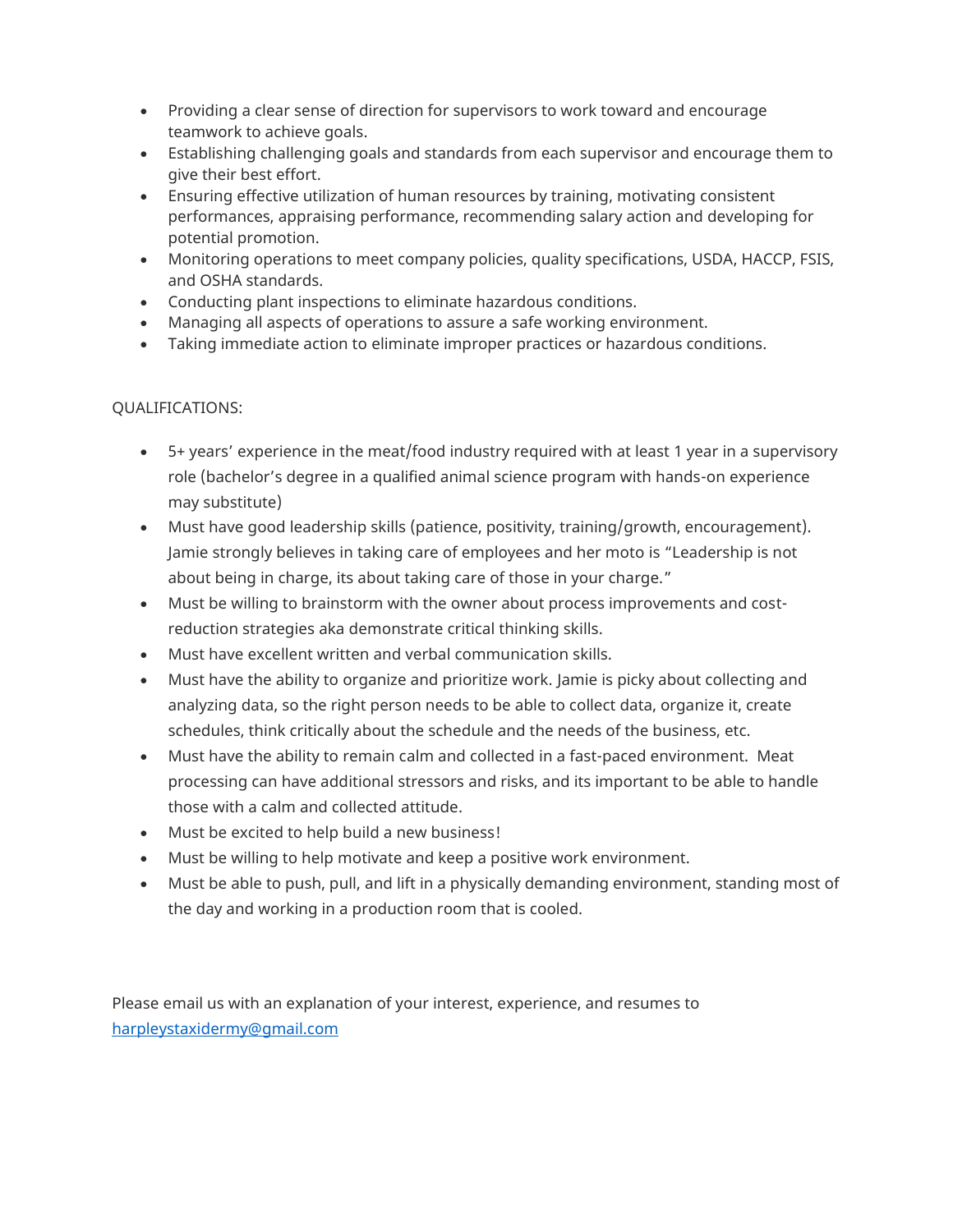- Providing a clear sense of direction for supervisors to work toward and encourage teamwork to achieve goals.
- Establishing challenging goals and standards from each supervisor and encourage them to give their best effort.
- Ensuring effective utilization of human resources by training, motivating consistent performances, appraising performance, recommending salary action and developing for potential promotion.
- Monitoring operations to meet company policies, quality specifications, USDA, HACCP, FSIS, and OSHA standards.
- Conducting plant inspections to eliminate hazardous conditions.
- Managing all aspects of operations to assure a safe working environment.
- Taking immediate action to eliminate improper practices or hazardous conditions.

QUALIFICATIONS:

- 5+ years' experience in the meat/food industry required with at least 1 year in a supervisory role (bachelor's degree in a qualified animal science program with hands-on experience may substitute)
- Must have good leadership skills (patience, positivity, training/growth, encouragement). Jamie strongly believes in taking care of employees and her moto is "Leadership is not about being in charge, its about taking care of those in your charge."
- Must be willing to brainstorm with the owner about process improvements and cost-reduction strategies aka demonstrate critical thinking skills.
- Must have excellent written and verbal communication skills.
- Must have the ability to organize and prioritize work. Jamie is picky about collecting and analyzing data, so the right person needs to be able to collect data, organize it, create schedules, think critically about the schedule and the needs of the business, etc.
- Must have the ability to remain calm and collected in a fast-paced environment. Meat processing can have additional stressors and risks, and its important to be able to handle those with a calm and collected attitude.
- Must be excited to help build a new business!
- Must be willing to help motivate and keep a positive work environment.
- Must be able to push, pull, and lift in a physically demanding environment, standing most of the day and working in a production room that is cooled.

Please email us with an explanation of your interest, experience, and resumes to harpleystaxidermy@gmail.com